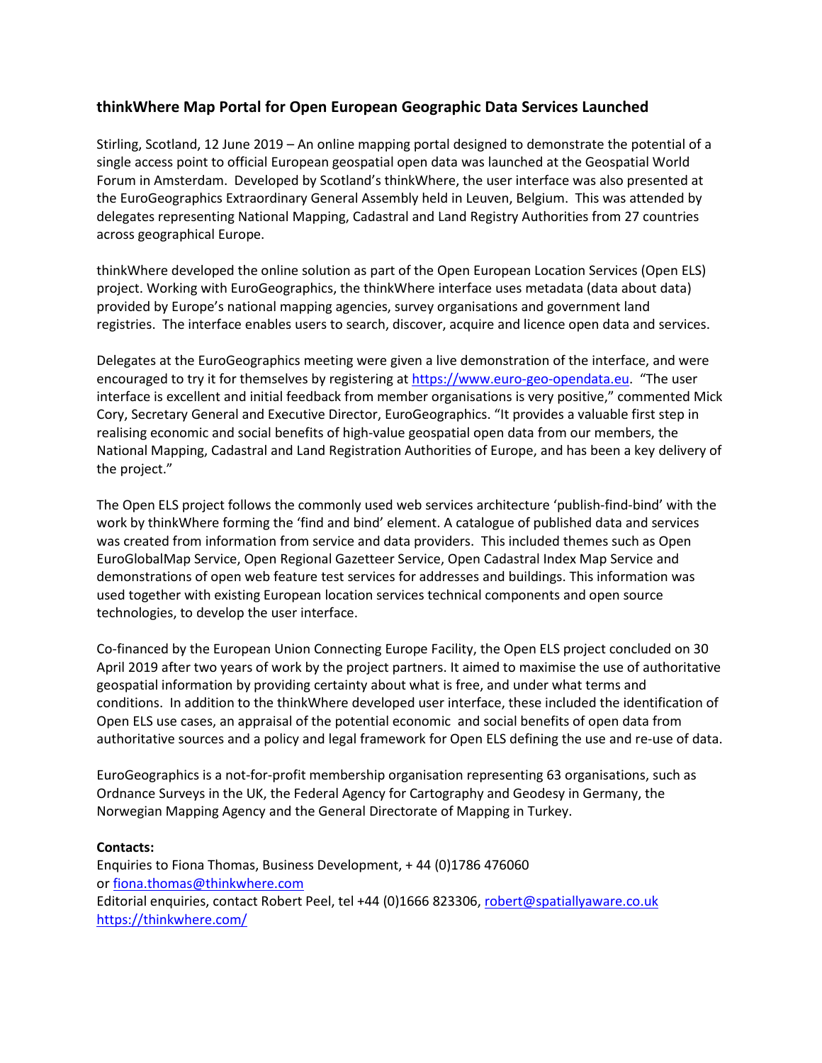## thinkWhere Map Portal for Open European Geographic Data Services Launched

Stirling, Scotland, 12 June 2019 – An online mapping portal designed to demonstrate the potential of a single access point to official European geospatial open data was launched at the Geospatial World Forum in Amsterdam. Developed by Scotland's thinkWhere, the user interface was also presented at the EuroGeographics Extraordinary General Assembly held in Leuven, Belgium. This was attended by delegates representing National Mapping, Cadastral and Land Registry Authorities from 27 countries across geographical Europe.

thinkWhere developed the online solution as part of the Open European Location Services (Open ELS) project. Working with EuroGeographics, the thinkWhere interface uses metadata (data about data) provided by Europe's national mapping agencies, survey organisations and government land registries. The interface enables users to search, discover, acquire and licence open data and services.

Delegates at the EuroGeographics meeting were given a live demonstration of the interface, and were encouraged to try it for themselves by registering at https://www.euro-geo-opendata.eu. "The user interface is excellent and initial feedback from member organisations is very positive," commented Mick Cory, Secretary General and Executive Director, EuroGeographics. "It provides a valuable first step in realising economic and social benefits of high-value geospatial open data from our members, the National Mapping, Cadastral and Land Registration Authorities of Europe, and has been a key delivery of the project."

The Open ELS project follows the commonly used web services architecture 'publish-find-bind' with the work by thinkWhere forming the 'find and bind' element. A catalogue of published data and services was created from information from service and data providers. This included themes such as Open EuroGlobalMap Service, Open Regional Gazetteer Service, Open Cadastral Index Map Service and demonstrations of open web feature test services for addresses and buildings. This information was used together with existing European location services technical components and open source technologies, to develop the user interface.

Co-financed by the European Union Connecting Europe Facility, the Open ELS project concluded on 30 April 2019 after two years of work by the project partners. It aimed to maximise the use of authoritative geospatial information by providing certainty about what is free, and under what terms and conditions. In addition to the thinkWhere developed user interface, these included the identification of Open ELS use cases, an appraisal of the potential economic and social benefits of open data from authoritative sources and a policy and legal framework for Open ELS defining the use and re-use of data.

EuroGeographics is a not-for-profit membership organisation representing 63 organisations, such as Ordnance Surveys in the UK, the Federal Agency for Cartography and Geodesy in Germany, the Norwegian Mapping Agency and the General Directorate of Mapping in Turkey.

**Contacts:**
Enquiries to Fiona Thomas, Business Development, + 44 (0)1786 476060
or fiona.thomas@thinkwhere.com
Editorial enquiries, contact Robert Peel, tel +44 (0)1666 823306, robert@spatiallyaware.co.uk
https://thinkwhere.com/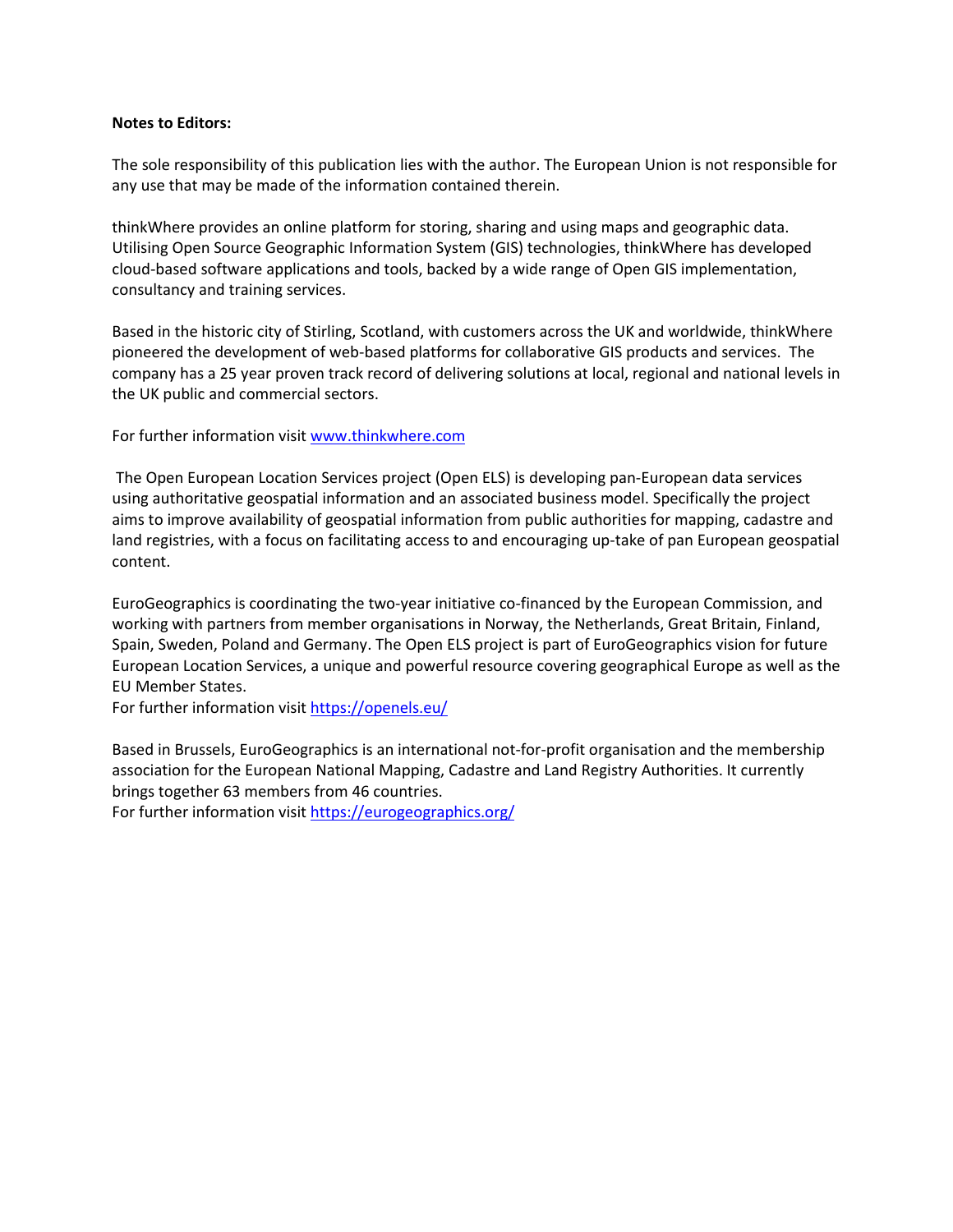**Notes to Editors:**

The sole responsibility of this publication lies with the author. The European Union is not responsible for any use that may be made of the information contained therein.

thinkWhere provides an online platform for storing, sharing and using maps and geographic data. Utilising Open Source Geographic Information System (GIS) technologies, thinkWhere has developed cloud-based software applications and tools, backed by a wide range of Open GIS implementation, consultancy and training services.

Based in the historic city of Stirling, Scotland, with customers across the UK and worldwide, thinkWhere pioneered the development of web-based platforms for collaborative GIS products and services. The company has a 25 year proven track record of delivering solutions at local, regional and national levels in the UK public and commercial sectors.

For further information visit [www.thinkwhere.com](http://www.thinkwhere.com)

The Open European Location Services project (Open ELS) is developing pan-European data services using authoritative geospatial information and an associated business model. Specifically the project aims to improve availability of geospatial information from public authorities for mapping, cadastre and land registries, with a focus on facilitating access to and encouraging up-take of pan European geospatial content.

EuroGeographics is coordinating the two-year initiative co-financed by the European Commission, and working with partners from member organisations in Norway, the Netherlands, Great Britain, Finland, Spain, Sweden, Poland and Germany. The Open ELS project is part of EuroGeographics vision for future European Location Services, a unique and powerful resource covering geographical Europe as well as the EU Member States.
For further information visit [https://openels.eu/](https://openels.eu/)

Based in Brussels, EuroGeographics is an international not-for-profit organisation and the membership association for the European National Mapping, Cadastre and Land Registry Authorities. It currently brings together 63 members from 46 countries.
For further information visit [https://eurogeographics.org/](https://eurogeographics.org/)